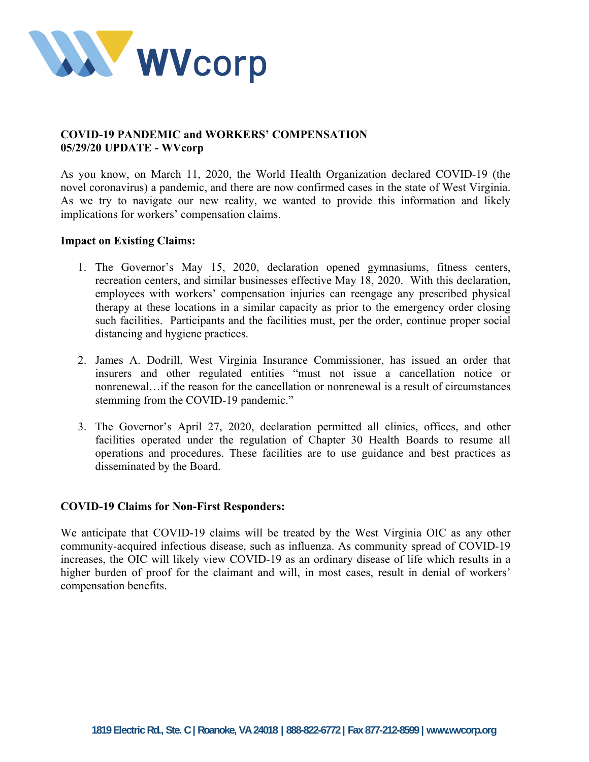**COVID-19 PANDEMIC and WORKERS' COMPENSATION**
**05/29/20 UPDATE - WVcorp**

As you know, on March 11, 2020, the World Health Organization declared COVID-19 (the novel coronavirus) a pandemic, and there are now confirmed cases in the state of West Virginia. As we try to navigate our new reality, we wanted to provide this information and likely implications for workers' compensation claims.

**Impact on Existing Claims:**

1. The Governor's May 15, 2020, declaration opened gymnasiums, fitness centers, recreation centers, and similar businesses effective May 18, 2020. With this declaration, employees with workers' compensation injuries can reengage any prescribed physical therapy at these locations in a similar capacity as prior to the emergency order closing such facilities. Participants and the facilities must, per the order, continue proper social distancing and hygiene practices.

2. James A. Dodrill, West Virginia Insurance Commissioner, has issued an order that insurers and other regulated entities "must not issue a cancellation notice or nonrenewal…if the reason for the cancellation or nonrenewal is a result of circumstances stemming from the COVID-19 pandemic."

3. The Governor's April 27, 2020, declaration permitted all clinics, offices, and other facilities operated under the regulation of Chapter 30 Health Boards to resume all operations and procedures. These facilities are to use guidance and best practices as disseminated by the Board.

**COVID-19 Claims for Non-First Responders:**

We anticipate that COVID-19 claims will be treated by the West Virginia OIC as any other community-acquired infectious disease, such as influenza. As community spread of COVID-19 increases, the OIC will likely view COVID-19 as an ordinary disease of life which results in a higher burden of proof for the claimant and will, in most cases, result in denial of workers' compensation benefits.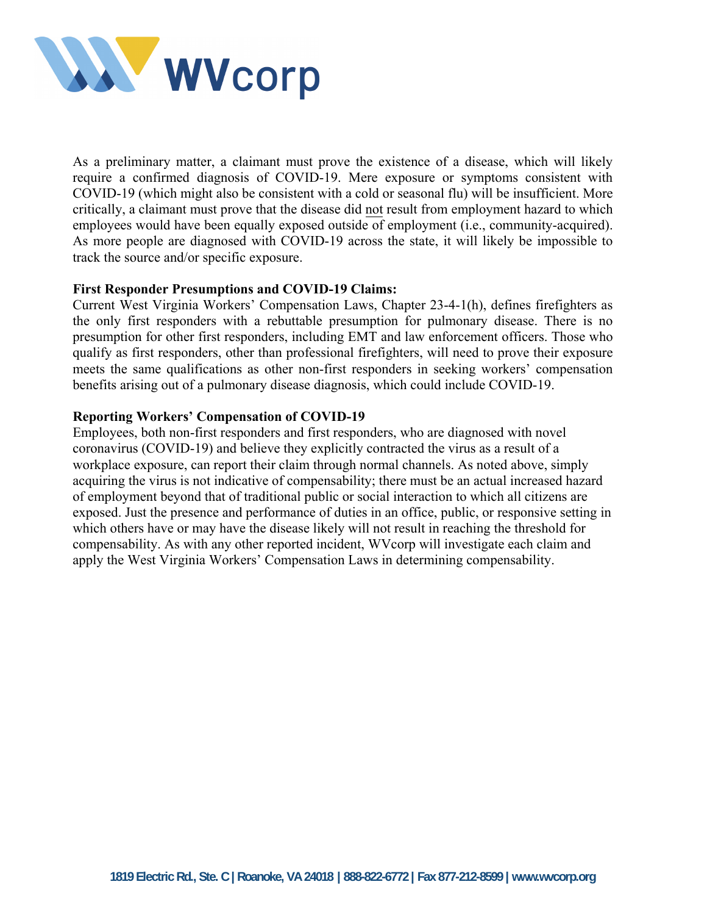As a preliminary matter, a claimant must prove the existence of a disease, which will likely require a confirmed diagnosis of COVID-19. Mere exposure or symptoms consistent with COVID-19 (which might also be consistent with a cold or seasonal flu) will be insufficient. More critically, a claimant must prove that the disease did not result from employment hazard to which employees would have been equally exposed outside of employment (i.e., community-acquired). As more people are diagnosed with COVID-19 across the state, it will likely be impossible to track the source and/or specific exposure.

**First Responder Presumptions and COVID-19 Claims:**

Current West Virginia Workers' Compensation Laws, Chapter 23-4-1(h), defines firefighters as the only first responders with a rebuttable presumption for pulmonary disease. There is no presumption for other first responders, including EMT and law enforcement officers. Those who qualify as first responders, other than professional firefighters, will need to prove their exposure meets the same qualifications as other non-first responders in seeking workers' compensation benefits arising out of a pulmonary disease diagnosis, which could include COVID-19.

**Reporting Workers' Compensation of COVID-19**

Employees, both non-first responders and first responders, who are diagnosed with novel coronavirus (COVID-19) and believe they explicitly contracted the virus as a result of a workplace exposure, can report their claim through normal channels. As noted above, simply acquiring the virus is not indicative of compensability; there must be an actual increased hazard of employment beyond that of traditional public or social interaction to which all citizens are exposed. Just the presence and performance of duties in an office, public, or responsive setting in which others have or may have the disease likely will not result in reaching the threshold for compensability. As with any other reported incident, WVcorp will investigate each claim and apply the West Virginia Workers' Compensation Laws in determining compensability.